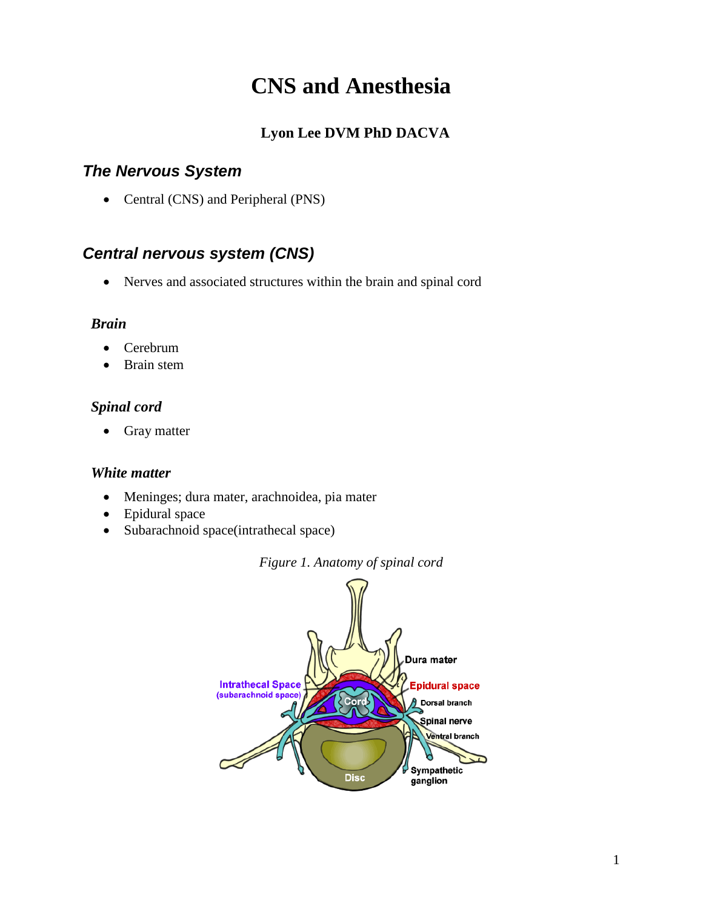# CNS and Anesthesia

**Lyon Lee DVM PhD DACVA**

## *The Nervous System*

- Central (CNS) and Peripheral (PNS)

## *Central nervous system (CNS)*

- Nerves and associated structures within the brain and spinal cord

### *Brain*

- Cerebrum
- Brain stem

### *Spinal cord*

- Gray matter

### *White matter*

- Meninges; dura mater, arachnoidea, pia mater
- Epidural space
- Subarachnoid space(intrathecal space)

*Figure 1. Anatomy of spinal cord*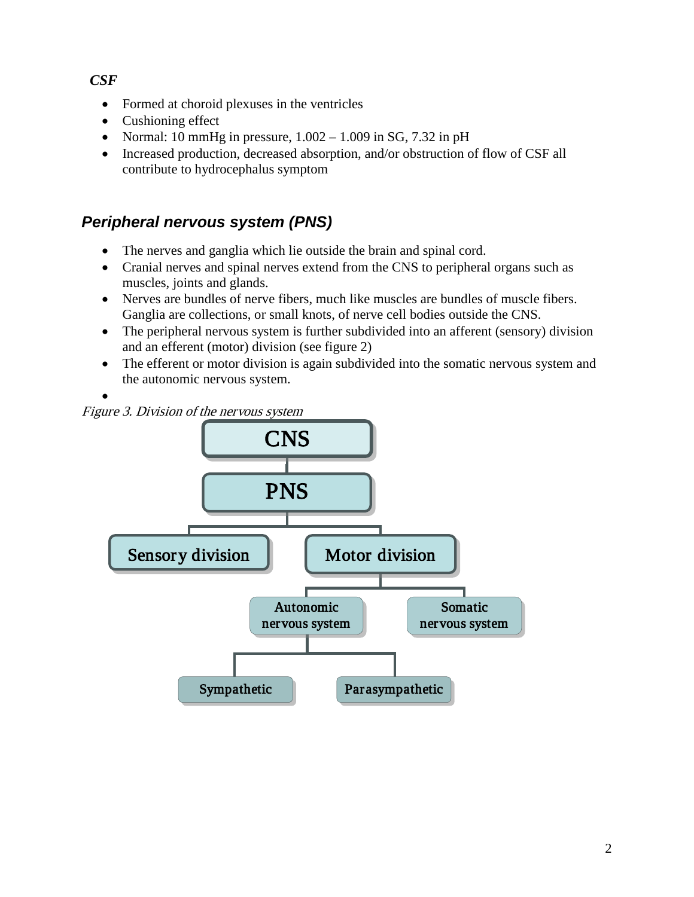***CSF***

- Formed at choroid plexuses in the ventricles
- Cushioning effect
- Normal: 10 mmHg in pressure, 1.002 – 1.009 in SG, 7.32 in pH
- Increased production, decreased absorption, and/or obstruction of flow of CSF all contribute to hydrocephalus symptom

## *Peripheral nervous system (PNS)*

- The nerves and ganglia which lie outside the brain and spinal cord.
- Cranial nerves and spinal nerves extend from the CNS to peripheral organs such as muscles, joints and glands.
- Nerves are bundles of nerve fibers, much like muscles are bundles of muscle fibers. Ganglia are collections, or small knots, of nerve cell bodies outside the CNS.
- The peripheral nervous system is further subdivided into an afferent (sensory) division and an efferent (motor) division (see figure 2)
- The efferent or motor division is again subdivided into the somatic nervous system and the autonomic nervous system.

*Figure 3. Division of the nervous system*

CNS

PNS

Sensory division

Motor division

Autonomic nervous system

Somatic nervous system

Sympathetic

Parasympathetic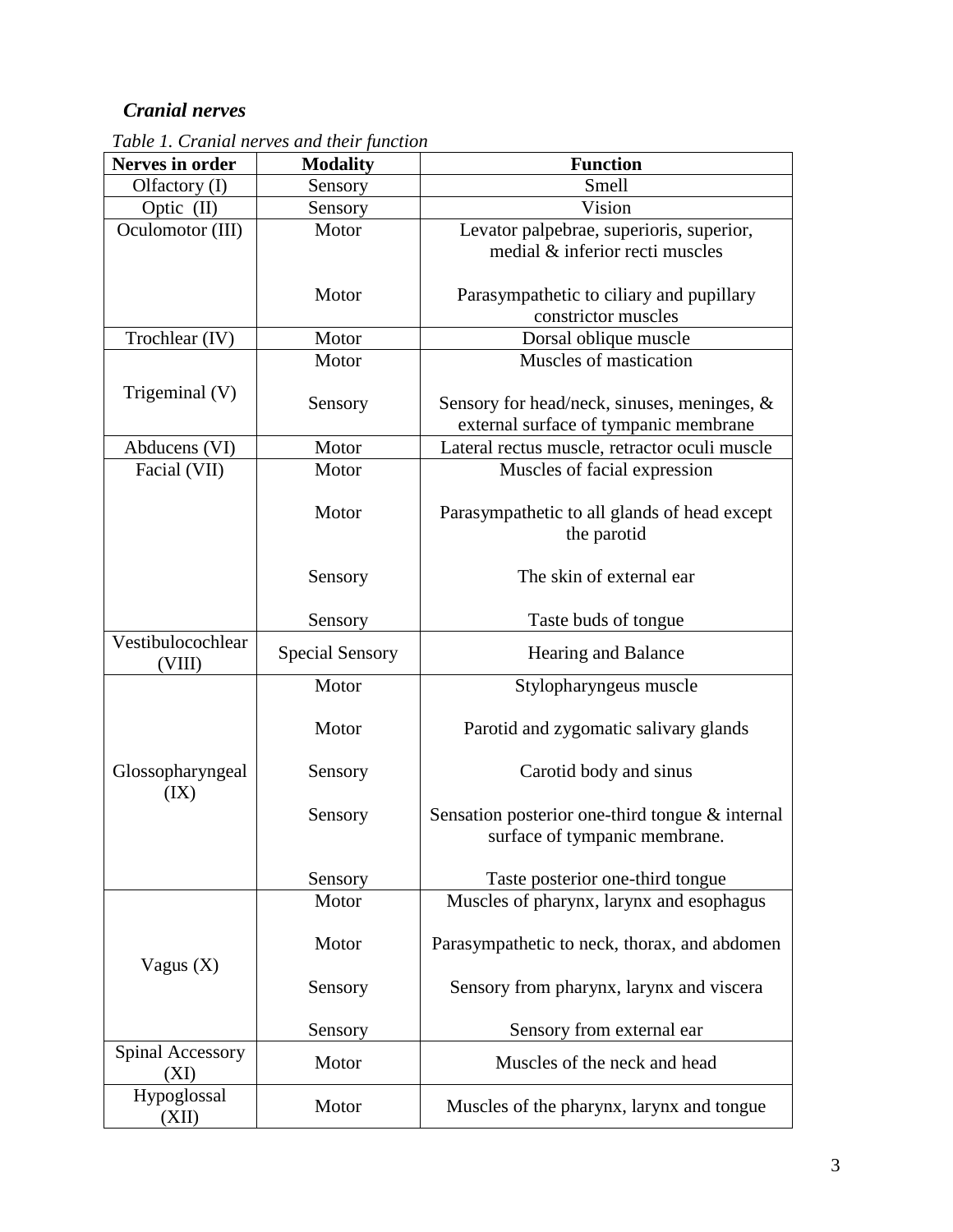### *Cranial nerves*

*Table 1. Cranial nerves and their function*

| Nerves in order | Modality | Function |
|---|---|---|
| Olfactory (I) | Sensory | Smell |
| Optic (II) | Sensory | Vision |
| Oculomotor (III) | Motor | Levator palpebrae, superioris, superior, medial & inferior recti muscles |
| | Motor | Parasympathetic to ciliary and pupillary constrictor muscles |
| Trochlear (IV) | Motor | Dorsal oblique muscle |
| Trigeminal (V) | Motor | Muscles of mastication |
| | Sensory | Sensory for head/neck, sinuses, meninges, & external surface of tympanic membrane |
| Abducens (VI) | Motor | Lateral rectus muscle, retractor oculi muscle |
| Facial (VII) | Motor | Muscles of facial expression |
| | Motor | Parasympathetic to all glands of head except the parotid |
| | Sensory | The skin of external ear |
| | Sensory | Taste buds of tongue |
| Vestibulocochlear (VIII) | Special Sensory | Hearing and Balance |
| Glossopharyngeal (IX) | Motor | Stylopharyngeus muscle |
| | Motor | Parotid and zygomatic salivary glands |
| | Sensory | Carotid body and sinus |
| | Sensory | Sensation posterior one-third tongue & internal surface of tympanic membrane. |
| | Sensory | Taste posterior one-third tongue |
| Vagus (X) | Motor | Muscles of pharynx, larynx and esophagus |
| | Motor | Parasympathetic to neck, thorax, and abdomen |
| | Sensory | Sensory from pharynx, larynx and viscera |
| | Sensory | Sensory from external ear |
| Spinal Accessory (XI) | Motor | Muscles of the neck and head |
| Hypoglossal (XII) | Motor | Muscles of the pharynx, larynx and tongue |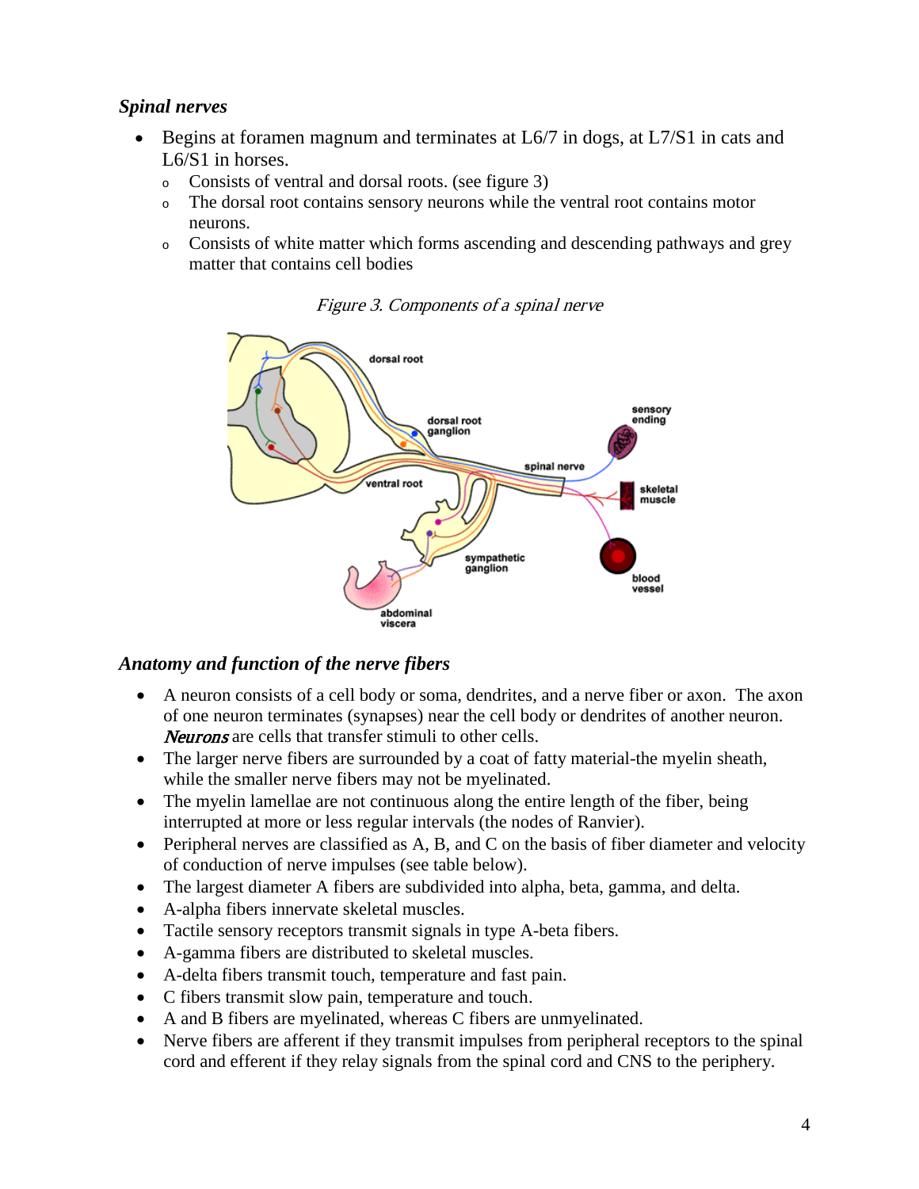### *Spinal nerves*

- Begins at foramen magnum and terminates at L6/7 in dogs, at L7/S1 in cats and L6/S1 in horses.
  - Consists of ventral and dorsal roots. (see figure 3)
  - The dorsal root contains sensory neurons while the ventral root contains motor neurons.
  - Consists of white matter which forms ascending and descending pathways and grey matter that contains cell bodies

*Figure 3. Components of a spinal nerve*

### *Anatomy and function of the nerve fibers*

- A neuron consists of a cell body or soma, dendrites, and a nerve fiber or axon. The axon of one neuron terminates (synapses) near the cell body or dendrites of another neuron. ***Neurons*** are cells that transfer stimuli to other cells.
- The larger nerve fibers are surrounded by a coat of fatty material-the myelin sheath, while the smaller nerve fibers may not be myelinated.
- The myelin lamellae are not continuous along the entire length of the fiber, being interrupted at more or less regular intervals (the nodes of Ranvier).
- Peripheral nerves are classified as A, B, and C on the basis of fiber diameter and velocity of conduction of nerve impulses (see table below).
- The largest diameter A fibers are subdivided into alpha, beta, gamma, and delta.
- A-alpha fibers innervate skeletal muscles.
- Tactile sensory receptors transmit signals in type A-beta fibers.
- A-gamma fibers are distributed to skeletal muscles.
- A-delta fibers transmit touch, temperature and fast pain.
- C fibers transmit slow pain, temperature and touch.
- A and B fibers are myelinated, whereas C fibers are unmyelinated.
- Nerve fibers are afferent if they transmit impulses from peripheral receptors to the spinal cord and efferent if they relay signals from the spinal cord and CNS to the periphery.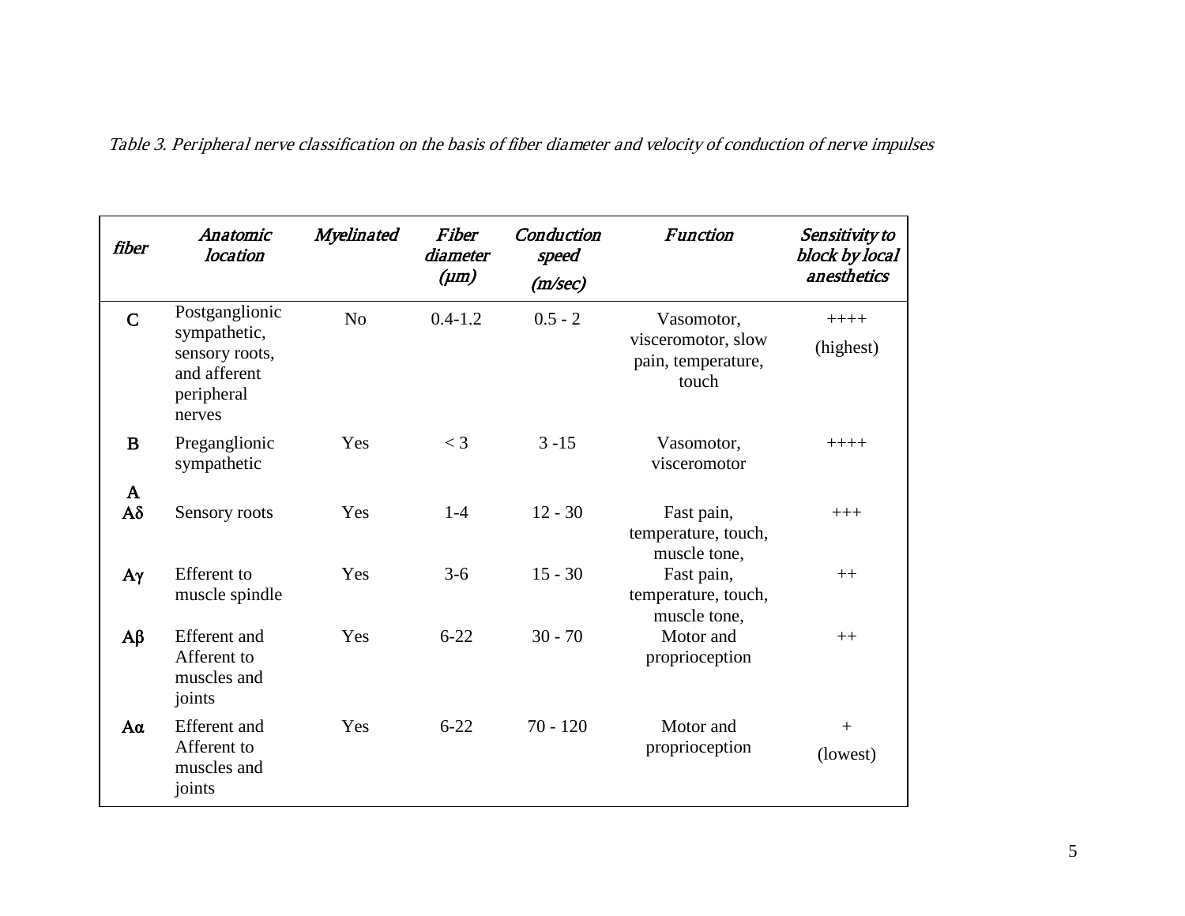*Table 3. Peripheral nerve classification on the basis of fiber diameter and velocity of conduction of nerve impulses*

| *fiber* | *Anatomic location* | *Myelinated* | *Fiber diameter (μm)* | *Conduction speed (m/sec)* | *Function* | *Sensitivity to block by local anesthetics* |
|---|---|---|---|---|---|---|
| **C** | Postganglionic sympathetic, sensory roots, and afferent peripheral nerves | No | 0.4-1.2 | 0.5 - 2 | Vasomotor, visceromotor, slow pain, temperature, touch | ++++ (highest) |
| **B** | Preganglionic sympathetic | Yes | < 3 | 3 -15 | Vasomotor, visceromotor | ++++ |
| **A** | | | | | | |
| **Aδ** | Sensory roots | Yes | 1-4 | 12 - 30 | Fast pain, temperature, touch, muscle tone, | +++ |
| **Aγ** | Efferent to muscle spindle | Yes | 3-6 | 15 - 30 | Fast pain, temperature, touch, muscle tone, | ++ |
| **Aβ** | Efferent and Afferent to muscles and joints | Yes | 6-22 | 30 - 70 | Motor and proprioception | ++ |
| **Aα** | Efferent and Afferent to muscles and joints | Yes | 6-22 | 70 - 120 | Motor and proprioception | + (lowest) |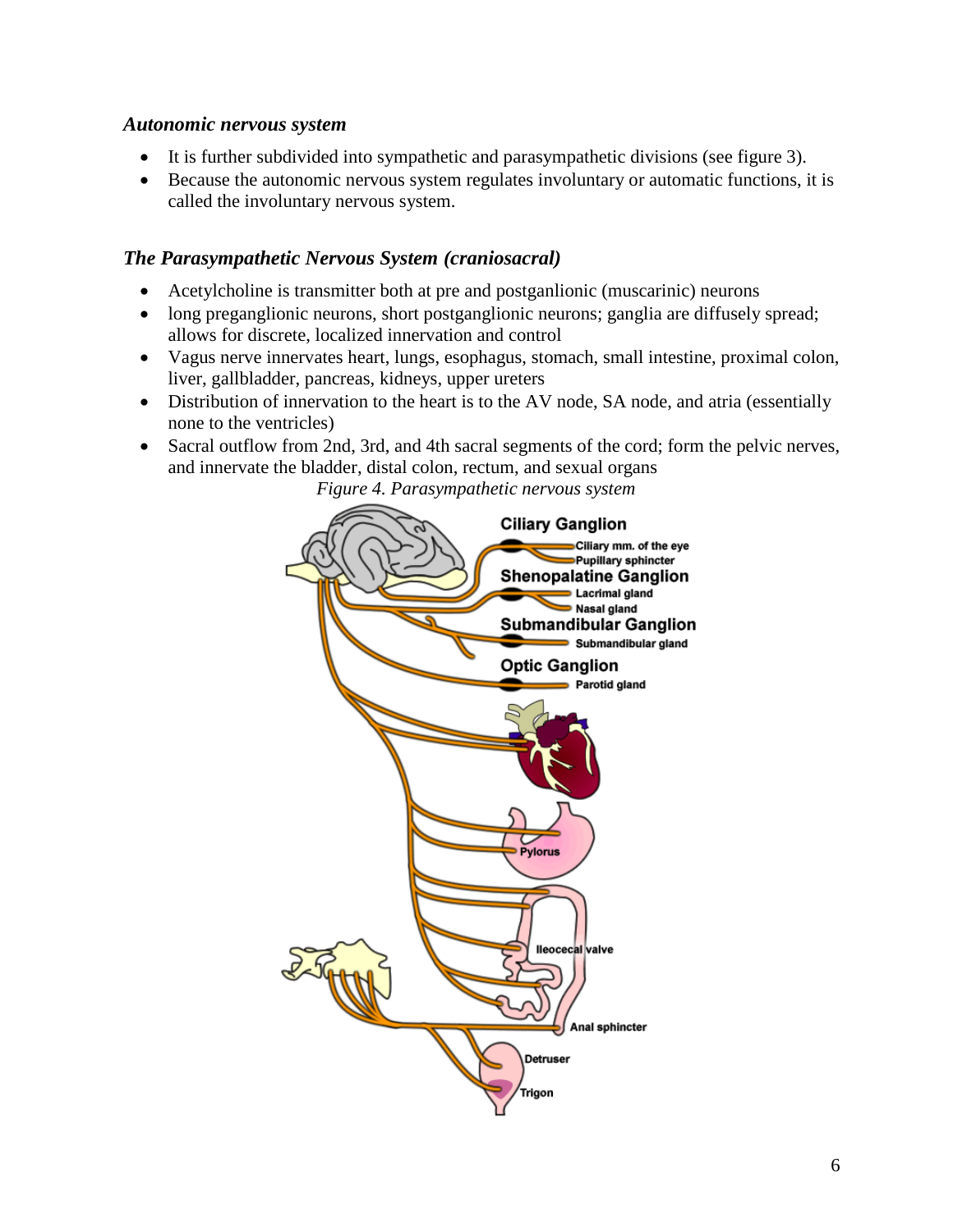### *Autonomic nervous system*

- It is further subdivided into sympathetic and parasympathetic divisions (see figure 3).
- Because the autonomic nervous system regulates involuntary or automatic functions, it is called the involuntary nervous system.

### *The Parasympathetic Nervous System (craniosacral)*

- Acetylcholine is transmitter both at pre and postganlionic (muscarinic) neurons
- long preganglionic neurons, short postganglionic neurons; ganglia are diffusely spread; allows for discrete, localized innervation and control
- Vagus nerve innervates heart, lungs, esophagus, stomach, small intestine, proximal colon, liver, gallbladder, pancreas, kidneys, upper ureters
- Distribution of innervation to the heart is to the AV node, SA node, and atria (essentially none to the ventricles)
- Sacral outflow from 2nd, 3rd, and 4th sacral segments of the cord; form the pelvic nerves, and innervate the bladder, distal colon, rectum, and sexual organs

*Figure 4. Parasympathetic nervous system*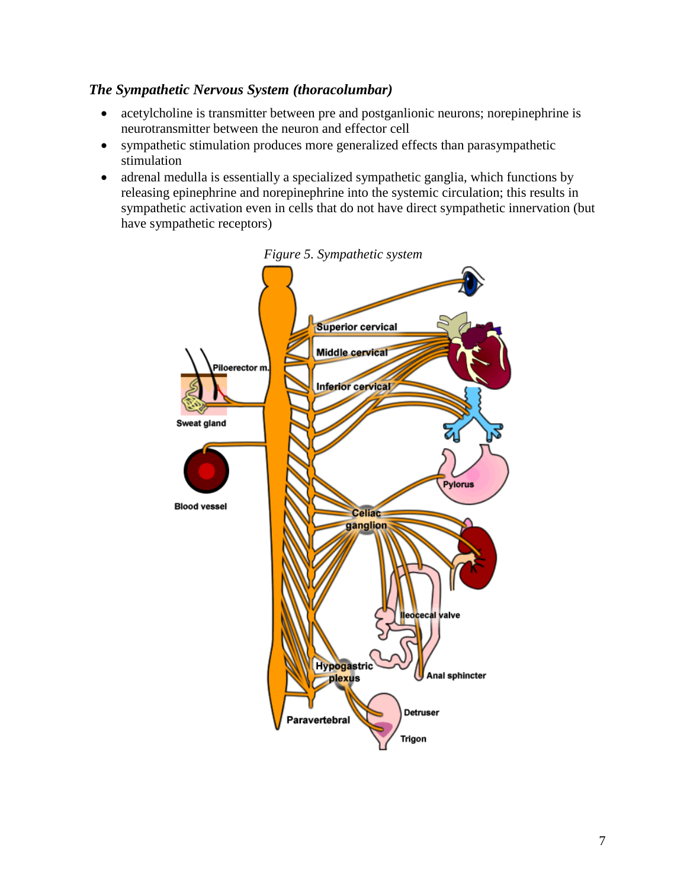### *The Sympathetic Nervous System (thoracolumbar)*

- acetylcholine is transmitter between pre and postganlionic neurons; norepinephrine is neurotransmitter between the neuron and effector cell
- sympathetic stimulation produces more generalized effects than parasympathetic stimulation
- adrenal medulla is essentially a specialized sympathetic ganglia, which functions by releasing epinephrine and norepinephrine into the systemic circulation; this results in sympathetic activation even in cells that do not have direct sympathetic innervation (but have sympathetic receptors)

*Figure 5. Sympathetic system*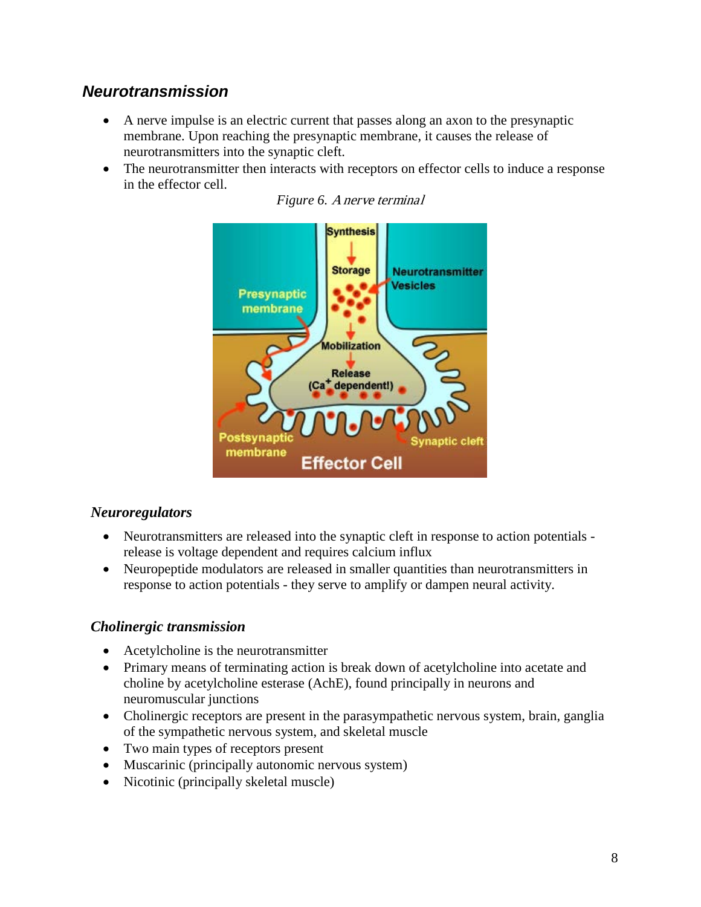## *Neurotransmission*

- A nerve impulse is an electric current that passes along an axon to the presynaptic membrane. Upon reaching the presynaptic membrane, it causes the release of neurotransmitters into the synaptic cleft.
- The neurotransmitter then interacts with receptors on effector cells to induce a response in the effector cell.

*Figure 6. A nerve terminal*

### *Neuroregulators*

- Neurotransmitters are released into the synaptic cleft in response to action potentials - release is voltage dependent and requires calcium influx
- Neuropeptide modulators are released in smaller quantities than neurotransmitters in response to action potentials - they serve to amplify or dampen neural activity.

### *Cholinergic transmission*

- Acetylcholine is the neurotransmitter
- Primary means of terminating action is break down of acetylcholine into acetate and choline by acetylcholine esterase (AchE), found principally in neurons and neuromuscular junctions
- Cholinergic receptors are present in the parasympathetic nervous system, brain, ganglia of the sympathetic nervous system, and skeletal muscle
- Two main types of receptors present
- Muscarinic (principally autonomic nervous system)
- Nicotinic (principally skeletal muscle)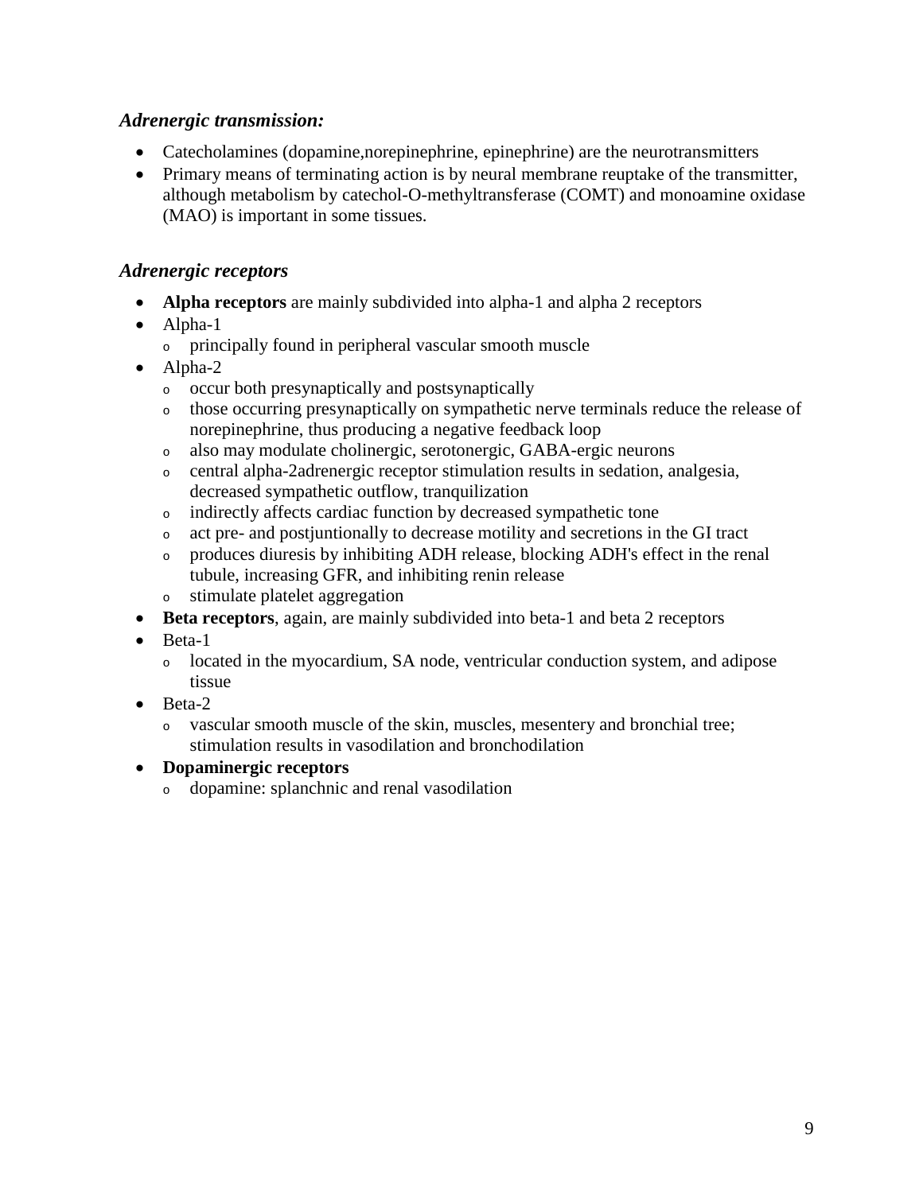### *Adrenergic transmission:*

- Catecholamines (dopamine,norepinephrine, epinephrine) are the neurotransmitters
- Primary means of terminating action is by neural membrane reuptake of the transmitter, although metabolism by catechol-O-methyltransferase (COMT) and monoamine oxidase (MAO) is important in some tissues.

### *Adrenergic receptors*

- **Alpha receptors** are mainly subdivided into alpha-1 and alpha 2 receptors
- Alpha-1
  - principally found in peripheral vascular smooth muscle
- Alpha-2
  - occur both presynaptically and postsynaptically
  - those occurring presynaptically on sympathetic nerve terminals reduce the release of norepinephrine, thus producing a negative feedback loop
  - also may modulate cholinergic, serotonergic, GABA-ergic neurons
  - central alpha-2adrenergic receptor stimulation results in sedation, analgesia, decreased sympathetic outflow, tranquilization
  - indirectly affects cardiac function by decreased sympathetic tone
  - act pre- and postjuntionally to decrease motility and secretions in the GI tract
  - produces diuresis by inhibiting ADH release, blocking ADH's effect in the renal tubule, increasing GFR, and inhibiting renin release
  - stimulate platelet aggregation
- **Beta receptors**, again, are mainly subdivided into beta-1 and beta 2 receptors
- Beta-1
  - located in the myocardium, SA node, ventricular conduction system, and adipose tissue
- Beta-2
  - vascular smooth muscle of the skin, muscles, mesentery and bronchial tree; stimulation results in vasodilation and bronchodilation
- **Dopaminergic receptors**
  - dopamine: splanchnic and renal vasodilation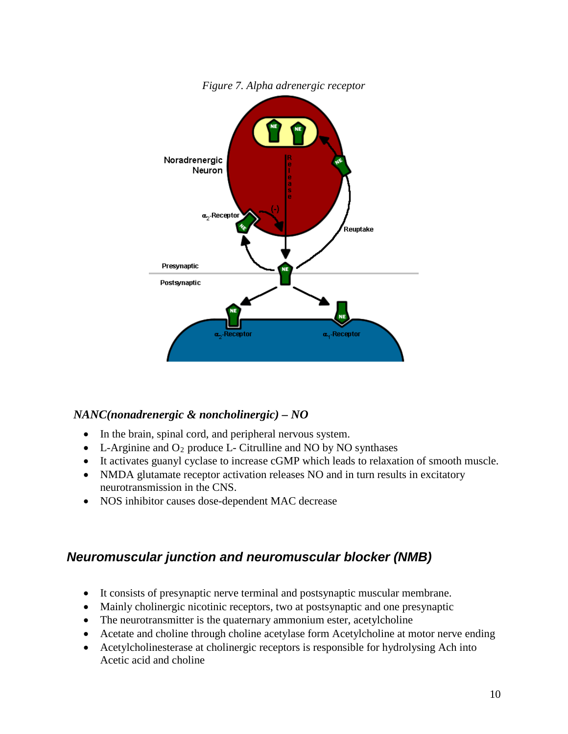*Figure 7. Alpha adrenergic receptor*

### *NANC(nonadrenergic & noncholinergic) – NO*

- In the brain, spinal cord, and peripheral nervous system.
- L-Arginine and $O_2$ produce L- Citrulline and NO by NO synthases
- It activates guanyl cyclase to increase cGMP which leads to relaxation of smooth muscle.
- NMDA glutamate receptor activation releases NO and in turn results in excitatory neurotransmission in the CNS.
- NOS inhibitor causes dose-dependent MAC decrease

## *Neuromuscular junction and neuromuscular blocker (NMB)*

- It consists of presynaptic nerve terminal and postsynaptic muscular membrane.
- Mainly cholinergic nicotinic receptors, two at postsynaptic and one presynaptic
- The neurotransmitter is the quaternary ammonium ester, acetylcholine
- Acetate and choline through choline acetylase form Acetylcholine at motor nerve ending
- Acetylcholinesterase at cholinergic receptors is responsible for hydrolysing Ach into Acetic acid and choline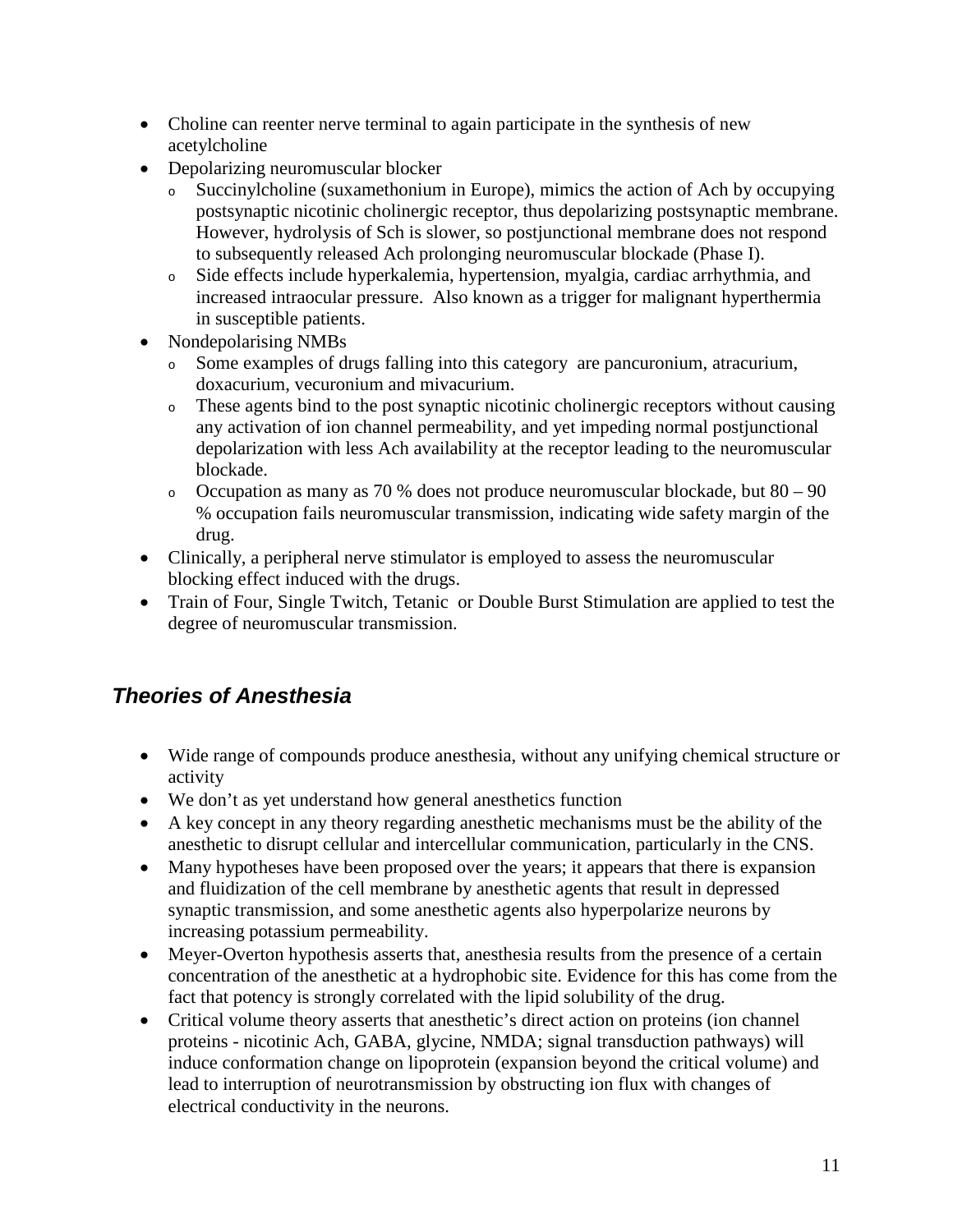- Choline can reenter nerve terminal to again participate in the synthesis of new acetylcholine
- Depolarizing neuromuscular blocker
    - Succinylcholine (suxamethonium in Europe), mimics the action of Ach by occupying postsynaptic nicotinic cholinergic receptor, thus depolarizing postsynaptic membrane. However, hydrolysis of Sch is slower, so postjunctional membrane does not respond to subsequently released Ach prolonging neuromuscular blockade (Phase I).
    - Side effects include hyperkalemia, hypertension, myalgia, cardiac arrhythmia, and increased intraocular pressure. Also known as a trigger for malignant hyperthermia in susceptible patients.
- Nondepolarising NMBs
    - Some examples of drugs falling into this category are pancuronium, atracurium, doxacurium, vecuronium and mivacurium.
    - These agents bind to the post synaptic nicotinic cholinergic receptors without causing any activation of ion channel permeability, and yet impeding normal postjunctional depolarization with less Ach availability at the receptor leading to the neuromuscular blockade.
    - Occupation as many as 70 % does not produce neuromuscular blockade, but 80 – 90 % occupation fails neuromuscular transmission, indicating wide safety margin of the drug.
- Clinically, a peripheral nerve stimulator is employed to assess the neuromuscular blocking effect induced with the drugs.
- Train of Four, Single Twitch, Tetanic or Double Burst Stimulation are applied to test the degree of neuromuscular transmission.

## *Theories of Anesthesia*

- Wide range of compounds produce anesthesia, without any unifying chemical structure or activity
- We don't as yet understand how general anesthetics function
- A key concept in any theory regarding anesthetic mechanisms must be the ability of the anesthetic to disrupt cellular and intercellular communication, particularly in the CNS.
- Many hypotheses have been proposed over the years; it appears that there is expansion and fluidization of the cell membrane by anesthetic agents that result in depressed synaptic transmission, and some anesthetic agents also hyperpolarize neurons by increasing potassium permeability.
- Meyer-Overton hypothesis asserts that, anesthesia results from the presence of a certain concentration of the anesthetic at a hydrophobic site. Evidence for this has come from the fact that potency is strongly correlated with the lipid solubility of the drug.
- Critical volume theory asserts that anesthetic's direct action on proteins (ion channel proteins - nicotinic Ach, GABA, glycine, NMDA; signal transduction pathways) will induce conformation change on lipoprotein (expansion beyond the critical volume) and lead to interruption of neurotransmission by obstructing ion flux with changes of electrical conductivity in the neurons.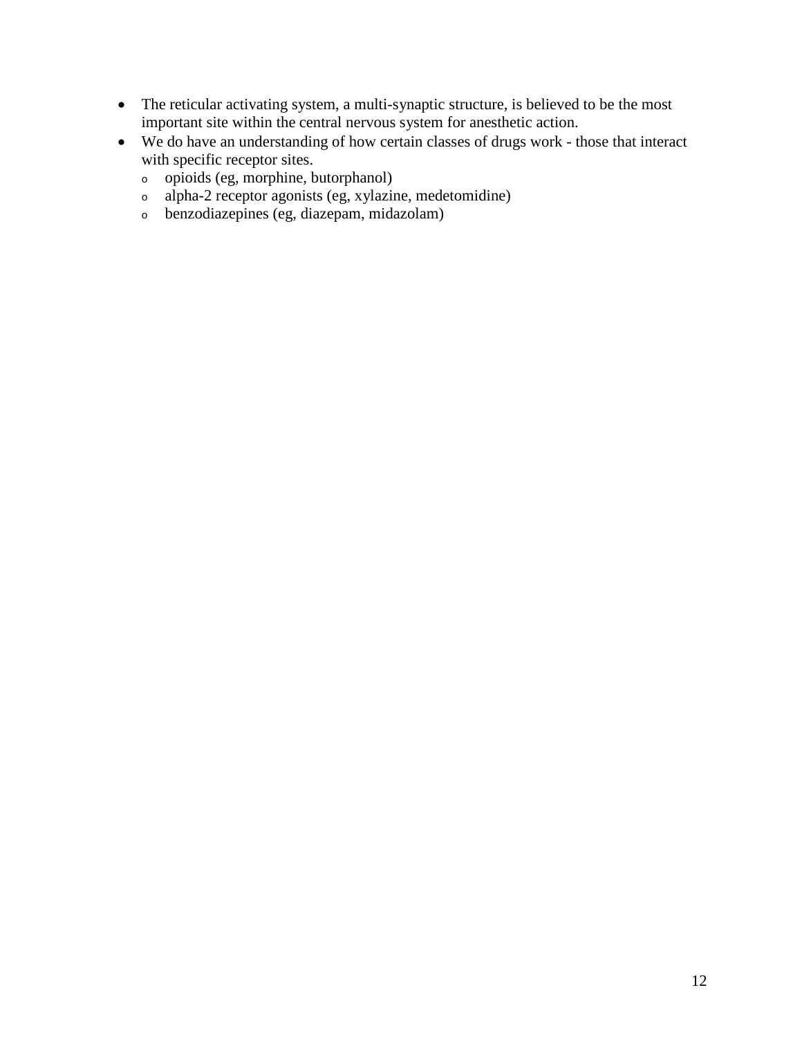- The reticular activating system, a multi-synaptic structure, is believed to be the most important site within the central nervous system for anesthetic action.
- We do have an understanding of how certain classes of drugs work - those that interact with specific receptor sites.
  - opioids (eg, morphine, butorphanol)
  - alpha-2 receptor agonists (eg, xylazine, medetomidine)
  - benzodiazepines (eg, diazepam, midazolam)